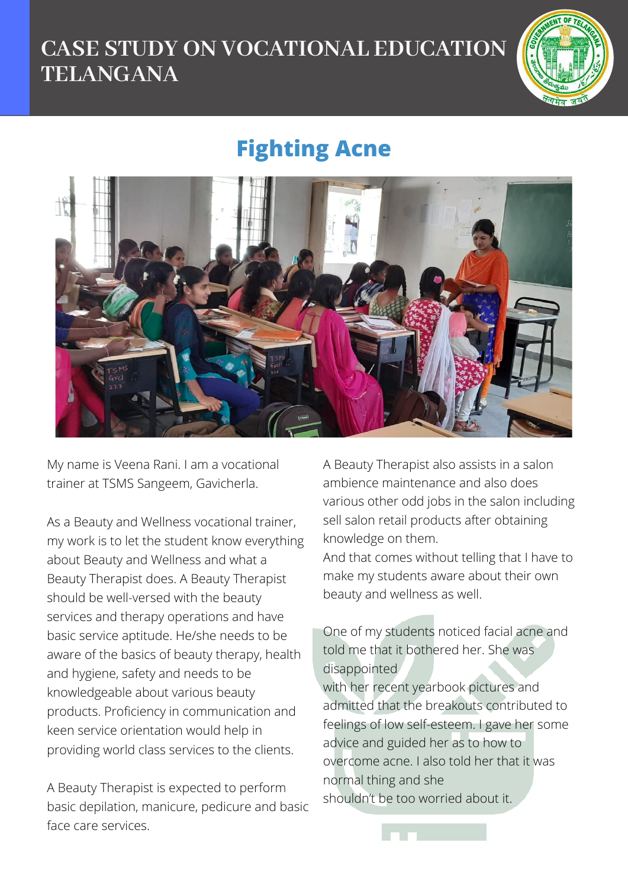# CASE STUDY ON VOCATIONAL EDUCATION TELANGANA

## Fighting Acne

My name is Veena Rani. I am a vocational trainer at TSMS Sangeem, Gavicherla.

As a Beauty and Wellness vocational trainer, my work is to let the student know everything about Beauty and Wellness and what a Beauty Therapist does. A Beauty Therapist should be well-versed with the beauty services and therapy operations and have basic service aptitude. He/she needs to be aware of the basics of beauty therapy, health and hygiene, safety and needs to be knowledgeable about various beauty products. Proficiency in communication and keen service orientation would help in providing world class services to the clients.

A Beauty Therapist is expected to perform basic depilation, manicure, pedicure and basic face care services.

A Beauty Therapist also assists in a salon ambience maintenance and also does various other odd jobs in the salon including sell salon retail products after obtaining knowledge on them.

And that comes without telling that I have to make my students aware about their own beauty and wellness as well.

One of my students noticed facial acne and told me that it bothered her. She was disappointed with her recent yearbook pictures and admitted that the breakouts contributed to feelings of low self-esteem. I gave her some advice and guided her as to how to overcome acne. I also told her that it was normal thing and she shouldn't be too worried about it.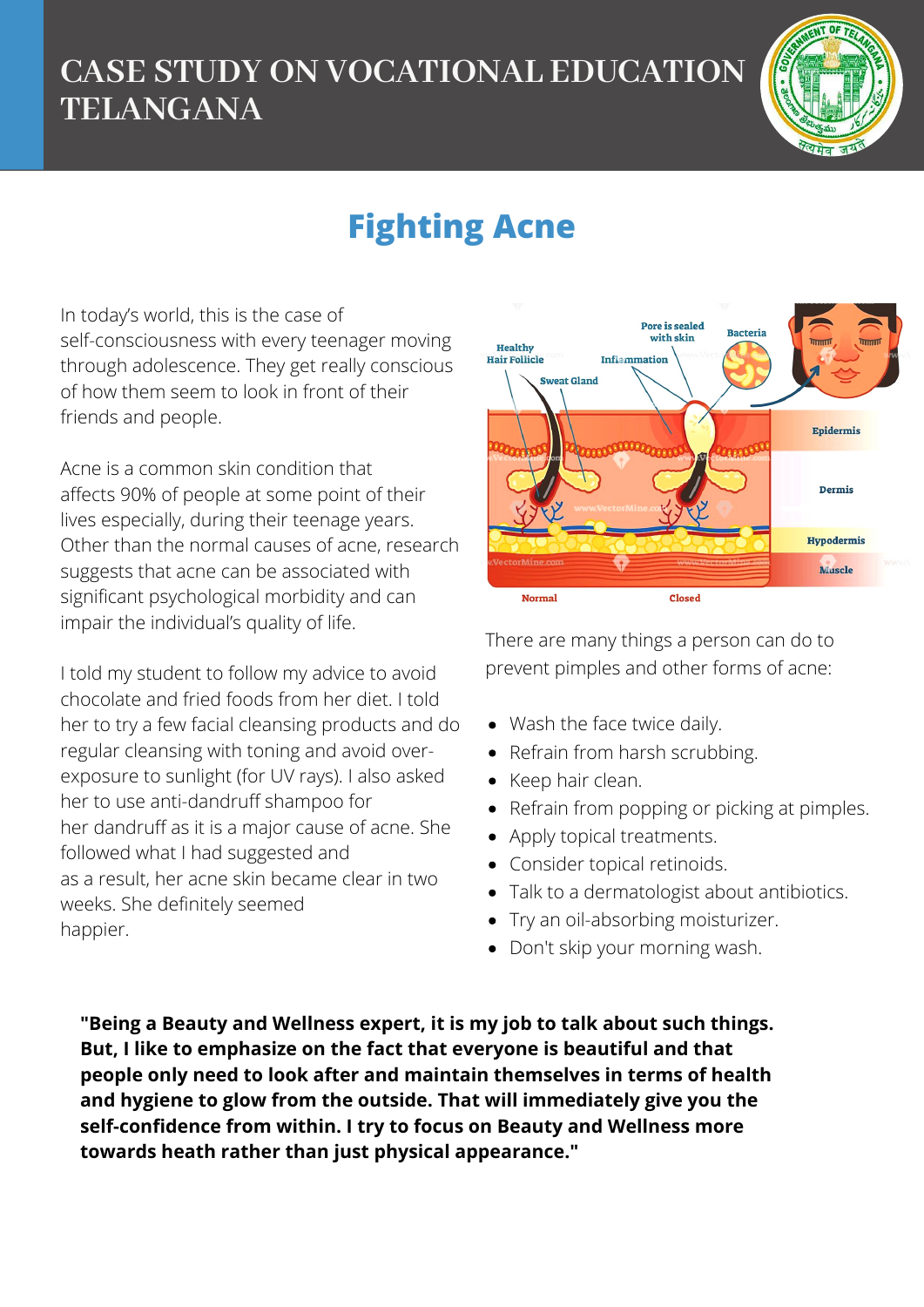# CASE STUDY ON VOCATIONAL EDUCATION TELANGANA

## Fighting Acne

In today's world, this is the case of self-consciousness with every teenager moving through adolescence. They get really conscious of how them seem to look in front of their friends and people.

Acne is a common skin condition that affects 90% of people at some point of their lives especially, during their teenage years. Other than the normal causes of acne, research suggests that acne can be associated with significant psychological morbidity and can impair the individual's quality of life.

I told my student to follow my advice to avoid chocolate and fried foods from her diet. I told her to try a few facial cleansing products and do regular cleansing with toning and avoid over-exposure to sunlight (for UV rays). I also asked her to use anti-dandruff shampoo for her dandruff as it is a major cause of acne. She followed what I had suggested and as a result, her acne skin became clear in two weeks. She definitely seemed happier.

Healthy Hair Follicle

Sweat Gland

Inflammation

Pore is sealed with skin

Bacteria

Epidermis

Dermis

Hypodermis

Muscle

Normal

Closed

There are many things a person can do to prevent pimples and other forms of acne:

- Wash the face twice daily.
- Refrain from harsh scrubbing.
- Keep hair clean.
- Refrain from popping or picking at pimples.
- Apply topical treatments.
- Consider topical retinoids.
- Talk to a dermatologist about antibiotics.
- Try an oil-absorbing moisturizer.
- Don't skip your morning wash.

**"Being a Beauty and Wellness expert, it is my job to talk about such things. But, I like to emphasize on the fact that everyone is beautiful and that people only need to look after and maintain themselves in terms of health and hygiene to glow from the outside. That will immediately give you the self-confidence from within. I try to focus on Beauty and Wellness more towards heath rather than just physical appearance."**